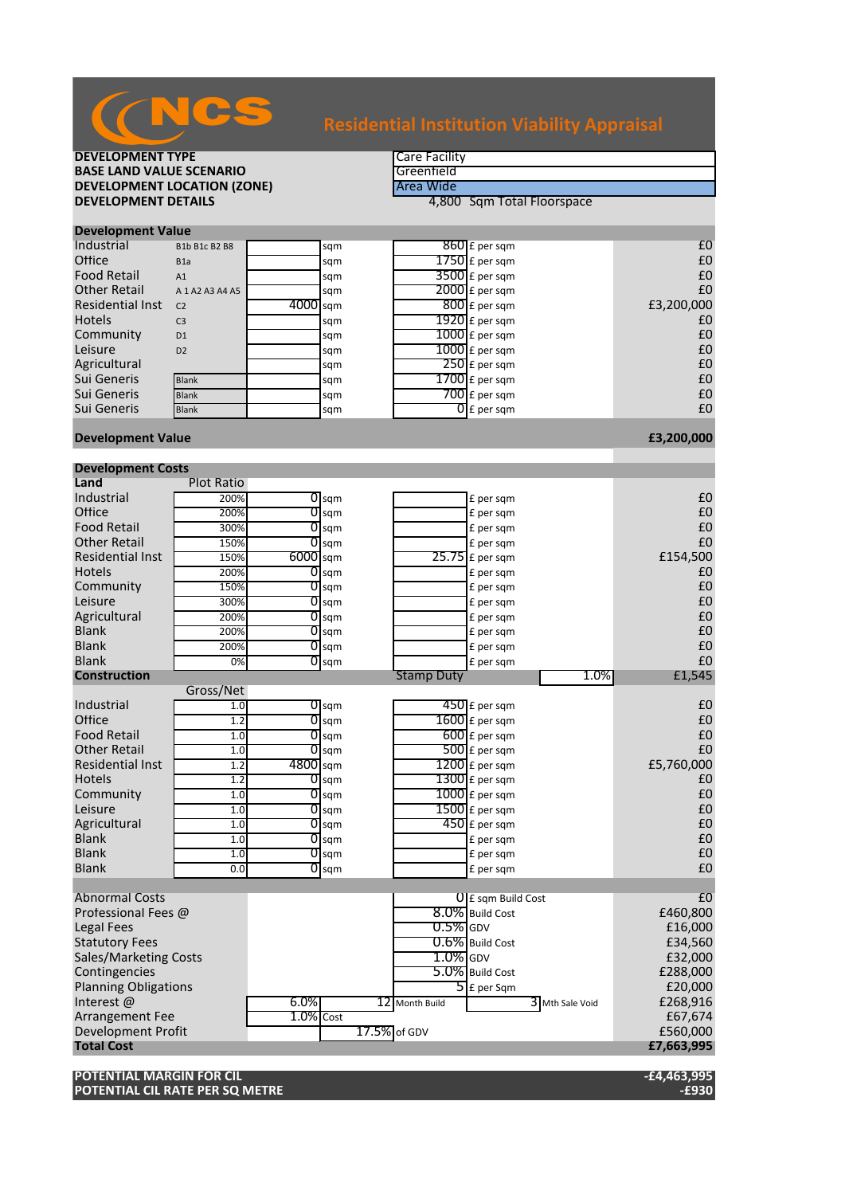# NCS

## Residential Institution Viability Appraisal

| | |
|---|---|
| **DEVELOPMENT TYPE** | Care Facility |
| **BASE LAND VALUE SCENARIO** | Greenfield |
| **DEVELOPMENT LOCATION (ZONE)** | Area Wide |
| **DEVELOPMENT DETAILS** | 4,800 Sqm Total Floorspace |

### Development Value

| | Use Class | Area | | Rate | | Value |
|---|---|---|---|---|---|---|
| Industrial | B1b B1c B2 B8 | | sqm | 860 | £ per sqm | £0 |
| Office | B1a | | sqm | 1750 | £ per sqm | £0 |
| Food Retail | A1 | | sqm | 3500 | £ per sqm | £0 |
| Other Retail | A 1 A2 A3 A4 A5 | | sqm | 2000 | £ per sqm | £0 |
| Residential Inst | C2 | 4000 | sqm | 800 | £ per sqm | £3,200,000 |
| Hotels | C3 | | sqm | 1920 | £ per sqm | £0 |
| Community | D1 | | sqm | 1000 | £ per sqm | £0 |
| Leisure | D2 | | sqm | 1000 | £ per sqm | £0 |
| Agricultural | | | sqm | 250 | £ per sqm | £0 |
| Sui Generis | Blank | | sqm | 1700 | £ per sqm | £0 |
| Sui Generis | Blank | | sqm | 700 | £ per sqm | £0 |
| Sui Generis | Blank | | sqm | 0 | £ per sqm | £0 |
| **Development Value** | | | | | | **£3,200,000** |

### Development Costs

| **Land** | Plot Ratio | | | | | |
|---|---|---|---|---|---|---|
| Industrial | 200% | 0 | sqm | | £ per sqm | £0 |
| Office | 200% | 0 | sqm | | £ per sqm | £0 |
| Food Retail | 300% | 0 | sqm | | £ per sqm | £0 |
| Other Retail | 150% | 0 | sqm | | £ per sqm | £0 |
| Residential Inst | 150% | 6000 | sqm | 25.75 | £ per sqm | £154,500 |
| Hotels | 200% | 0 | sqm | | £ per sqm | £0 |
| Community | 150% | 0 | sqm | | £ per sqm | £0 |
| Leisure | 300% | 0 | sqm | | £ per sqm | £0 |
| Agricultural | 200% | 0 | sqm | | £ per sqm | £0 |
| Blank | 200% | 0 | sqm | | £ per sqm | £0 |
| Blank | 200% | 0 | sqm | | £ per sqm | £0 |
| Blank | 0% | 0 | sqm | | £ per sqm | £0 |
| **Construction** | | | | Stamp Duty | 1.0% | £1,545 |

| | Gross/Net | | | | | |
|---|---|---|---|---|---|---|
| Industrial | 1.0 | 0 | sqm | 450 | £ per sqm | £0 |
| Office | 1.2 | 0 | sqm | 1600 | £ per sqm | £0 |
| Food Retail | 1.0 | 0 | sqm | 600 | £ per sqm | £0 |
| Other Retail | 1.0 | 0 | sqm | 500 | £ per sqm | £0 |
| Residential Inst | 1.2 | 4800 | sqm | 1200 | £ per sqm | £5,760,000 |
| Hotels | 1.2 | 0 | sqm | 1300 | £ per sqm | £0 |
| Community | 1.0 | 0 | sqm | 1000 | £ per sqm | £0 |
| Leisure | 1.0 | 0 | sqm | 1500 | £ per sqm | £0 |
| Agricultural | 1.0 | 0 | sqm | 450 | £ per sqm | £0 |
| Blank | 1.0 | 0 | sqm | | £ per sqm | £0 |
| Blank | 1.0 | 0 | sqm | | £ per sqm | £0 |
| Blank | 0.0 | 0 | sqm | | £ per sqm | £0 |

| | | | | | |
|---|---|---|---|---|---|
| Abnormal Costs | | | 0 | £ sqm Build Cost | £0 |
| Professional Fees @ | | | 8.0% | Build Cost | £460,800 |
| Legal Fees | | | 0.5% | GDV | £16,000 |
| Statutory Fees | | | 0.6% | Build Cost | £34,560 |
| Sales/Marketing Costs | | | 1.0% | GDV | £32,000 |
| Contingencies | | | 5.0% | Build Cost | £288,000 |
| Planning Obligations | | | 5 | £ per Sqm | £20,000 |
| Interest @ | 6.0% | | 12 Month Build | 3 Mth Sale Void | £268,916 |
| Arrangement Fee | 1.0% | Cost | | | £67,674 |
| Development Profit | | 17.5% | of GDV | | £560,000 |
| **Total Cost** | | | | | **£7,663,995** |

| | |
|---|---|
| **POTENTIAL MARGIN FOR CIL** | **-£4,463,995** |
| **POTENTIAL CIL RATE PER SQ METRE** | **-£930** |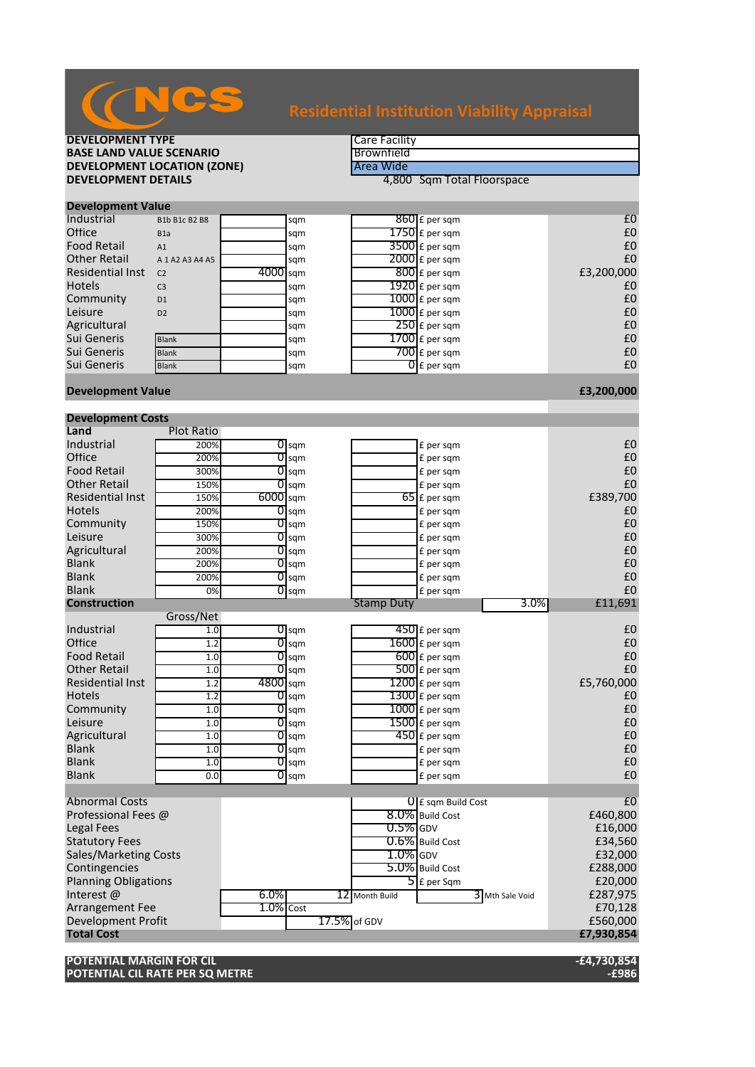# NCS

## Residential Institution Viability Appraisal

| | |
|---|---|
| **DEVELOPMENT TYPE** | Care Facility |
| **BASE LAND VALUE SCENARIO** | Brownfield |
| **DEVELOPMENT LOCATION (ZONE)** | Area Wide |
| **DEVELOPMENT DETAILS** | 4,800 Sqm Total Floorspace |

### Development Value

| | | | | | | |
|---|---|---|---|---|---|---|
| Industrial | B1b B1c B2 B8 | | sqm | 860 | £ per sqm | £0 |
| Office | B1a | | sqm | 1750 | £ per sqm | £0 |
| Food Retail | A1 | | sqm | 3500 | £ per sqm | £0 |
| Other Retail | A 1 A2 A3 A4 A5 | | sqm | 2000 | £ per sqm | £0 |
| Residential Inst | C2 | 4000 | sqm | 800 | £ per sqm | £3,200,000 |
| Hotels | C3 | | sqm | 1920 | £ per sqm | £0 |
| Community | D1 | | sqm | 1000 | £ per sqm | £0 |
| Leisure | D2 | | sqm | 1000 | £ per sqm | £0 |
| Agricultural | | | sqm | 250 | £ per sqm | £0 |
| Sui Generis | Blank | | sqm | 1700 | £ per sqm | £0 |
| Sui Generis | Blank | | sqm | 700 | £ per sqm | £0 |
| Sui Generis | Blank | | sqm | 0 | £ per sqm | £0 |
| **Development Value** | | | | | | **£3,200,000** |

### Development Costs

| **Land** | Plot Ratio | | | | | |
|---|---|---|---|---|---|---|
| Industrial | 200% | 0 | sqm | | £ per sqm | £0 |
| Office | 200% | 0 | sqm | | £ per sqm | £0 |
| Food Retail | 300% | 0 | sqm | | £ per sqm | £0 |
| Other Retail | 150% | 0 | sqm | | £ per sqm | £0 |
| Residential Inst | 150% | 6000 | sqm | 65 | £ per sqm | £389,700 |
| Hotels | 200% | 0 | sqm | | £ per sqm | £0 |
| Community | 150% | 0 | sqm | | £ per sqm | £0 |
| Leisure | 300% | 0 | sqm | | £ per sqm | £0 |
| Agricultural | 200% | 0 | sqm | | £ per sqm | £0 |
| Blank | 200% | 0 | sqm | | £ per sqm | £0 |
| Blank | 200% | 0 | sqm | | £ per sqm | £0 |
| Blank | 0% | 0 | sqm | | £ per sqm | £0 |
| **Construction** | | | | Stamp Duty | 3.0% | £11,691 |

| | Gross/Net | | | | | |
|---|---|---|---|---|---|---|
| Industrial | 1.0 | 0 | sqm | 450 | £ per sqm | £0 |
| Office | 1.2 | 0 | sqm | 1600 | £ per sqm | £0 |
| Food Retail | 1.0 | 0 | sqm | 600 | £ per sqm | £0 |
| Other Retail | 1.0 | 0 | sqm | 500 | £ per sqm | £0 |
| Residential Inst | 1.2 | 4800 | sqm | 1200 | £ per sqm | £5,760,000 |
| Hotels | 1.2 | 0 | sqm | 1300 | £ per sqm | £0 |
| Community | 1.0 | 0 | sqm | 1000 | £ per sqm | £0 |
| Leisure | 1.0 | 0 | sqm | 1500 | £ per sqm | £0 |
| Agricultural | 1.0 | 0 | sqm | 450 | £ per sqm | £0 |
| Blank | 1.0 | 0 | sqm | | £ per sqm | £0 |
| Blank | 1.0 | 0 | sqm | | £ per sqm | £0 |
| Blank | 0.0 | 0 | sqm | | £ per sqm | £0 |

| | | | | | |
|---|---|---|---|---|---|
| Abnormal Costs | | | 0 | £ sqm Build Cost | £0 |
| Professional Fees @ | | | 8.0% | Build Cost | £460,800 |
| Legal Fees | | | 0.5% | GDV | £16,000 |
| Statutory Fees | | | 0.6% | Build Cost | £34,560 |
| Sales/Marketing Costs | | | 1.0% | GDV | £32,000 |
| Contingencies | | | 5.0% | Build Cost | £288,000 |
| Planning Obligations | | | 5 | £ per Sqm | £20,000 |
| Interest @ | 6.0% | | 12 | Month Build | 3 Mth Sale Void £287,975 |
| Arrangement Fee | 1.0% | Cost | | | £70,128 |
| Development Profit | | 17.5% | of GDV | | £560,000 |
| **Total Cost** | | | | | **£7,930,854** |

| | |
|---|---|
| **POTENTIAL MARGIN FOR CIL** | **-£4,730,854** |
| **POTENTIAL CIL RATE PER SQ METRE** | **-£986** |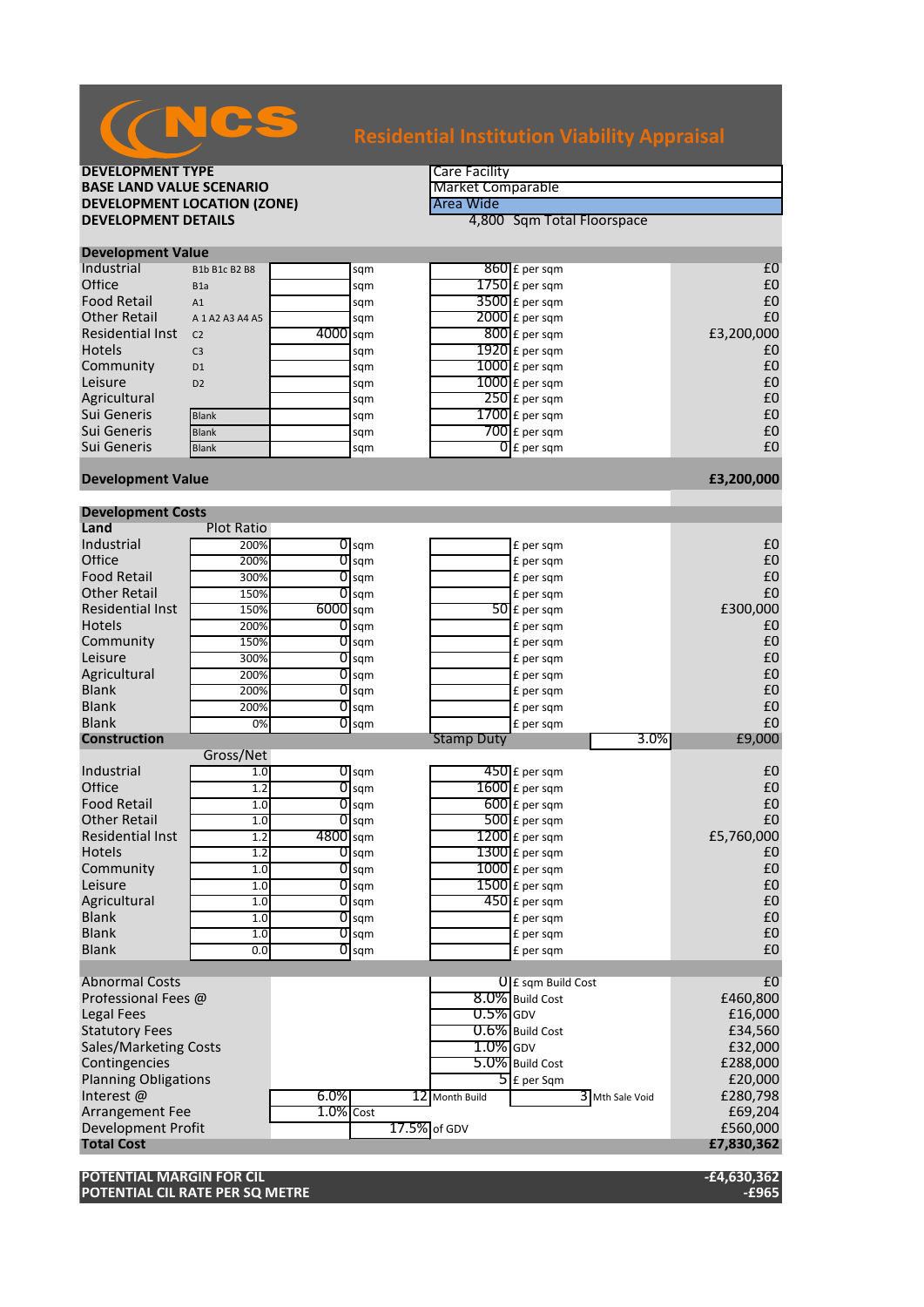# Residential Institution Viability Appraisal

| | |
|---|---|
| **DEVELOPMENT TYPE** | Care Facility |
| **BASE LAND VALUE SCENARIO** | Market Comparable |
| **DEVELOPMENT LOCATION (ZONE)** | Area Wide |
| **DEVELOPMENT DETAILS** | 4,800 Sqm Total Floorspace |

## Development Value

| | | | | | | |
|---|---|---|---|---|---|---|
| Industrial | B1b B1c B2 B8 | | sqm | 860 | £ per sqm | £0 |
| Office | B1a | | sqm | 1750 | £ per sqm | £0 |
| Food Retail | A1 | | sqm | 3500 | £ per sqm | £0 |
| Other Retail | A 1 A2 A3 A4 A5 | | sqm | 2000 | £ per sqm | £0 |
| Residential Inst | C2 | 4000 | sqm | 800 | £ per sqm | £3,200,000 |
| Hotels | C3 | | sqm | 1920 | £ per sqm | £0 |
| Community | D1 | | sqm | 1000 | £ per sqm | £0 |
| Leisure | D2 | | sqm | 1000 | £ per sqm | £0 |
| Agricultural | | | sqm | 250 | £ per sqm | £0 |
| Sui Generis | Blank | | sqm | 1700 | £ per sqm | £0 |
| Sui Generis | Blank | | sqm | 700 | £ per sqm | £0 |
| Sui Generis | Blank | | sqm | 0 | £ per sqm | £0 |
| **Development Value** | | | | | | **£3,200,000** |

## Development Costs

| **Land** | Plot Ratio | | | | | |
|---|---|---|---|---|---|---|
| Industrial | 200% | 0 | sqm | | £ per sqm | £0 |
| Office | 200% | 0 | sqm | | £ per sqm | £0 |
| Food Retail | 300% | 0 | sqm | | £ per sqm | £0 |
| Other Retail | 150% | 0 | sqm | | £ per sqm | £0 |
| Residential Inst | 150% | 6000 | sqm | 50 | £ per sqm | £300,000 |
| Hotels | 200% | 0 | sqm | | £ per sqm | £0 |
| Community | 150% | 0 | sqm | | £ per sqm | £0 |
| Leisure | 300% | 0 | sqm | | £ per sqm | £0 |
| Agricultural | 200% | 0 | sqm | | £ per sqm | £0 |
| Blank | 200% | 0 | sqm | | £ per sqm | £0 |
| Blank | 200% | 0 | sqm | | £ per sqm | £0 |
| Blank | 0% | 0 | sqm | | £ per sqm | £0 |
| **Construction** | | | | Stamp Duty | 3.0% | £9,000 |

| | Gross/Net | | | | | |
|---|---|---|---|---|---|---|
| Industrial | 1.0 | 0 | sqm | 450 | £ per sqm | £0 |
| Office | 1.2 | 0 | sqm | 1600 | £ per sqm | £0 |
| Food Retail | 1.0 | 0 | sqm | 600 | £ per sqm | £0 |
| Other Retail | 1.0 | 0 | sqm | 500 | £ per sqm | £0 |
| Residential Inst | 1.2 | 4800 | sqm | 1200 | £ per sqm | £5,760,000 |
| Hotels | 1.2 | 0 | sqm | 1300 | £ per sqm | £0 |
| Community | 1.0 | 0 | sqm | 1000 | £ per sqm | £0 |
| Leisure | 1.0 | 0 | sqm | 1500 | £ per sqm | £0 |
| Agricultural | 1.0 | 0 | sqm | 450 | £ per sqm | £0 |
| Blank | 1.0 | 0 | sqm | | £ per sqm | £0 |
| Blank | 1.0 | 0 | sqm | | £ per sqm | £0 |
| Blank | 0.0 | 0 | sqm | | £ per sqm | £0 |

| | | | | | |
|---|---|---|---|---|---|
| Abnormal Costs | | | 0 | £ sqm Build Cost | £0 |
| Professional Fees @ | | | 8.0% | Build Cost | £460,800 |
| Legal Fees | | | 0.5% | GDV | £16,000 |
| Statutory Fees | | | 0.6% | Build Cost | £34,560 |
| Sales/Marketing Costs | | | 1.0% | GDV | £32,000 |
| Contingencies | | | 5.0% | Build Cost | £288,000 |
| Planning Obligations | | | 5 | £ per Sqm | £20,000 |
| Interest @ | 6.0% | 12 | Month Build | 3 Mth Sale Void | £280,798 |
| Arrangement Fee | 1.0% | Cost | | | £69,204 |
| Development Profit | | 17.5% | of GDV | | £560,000 |
| **Total Cost** | | | | | **£7,830,362** |

| | |
|---|---|
| **POTENTIAL MARGIN FOR CIL** | **-£4,630,362** |
| **POTENTIAL CIL RATE PER SQ METRE** | **-£965** |